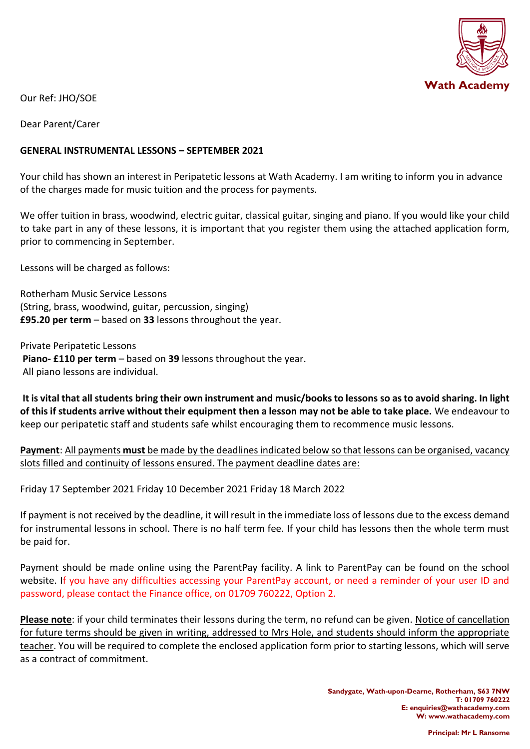Wath Academy

Our Ref: JHO/SOE

Dear Parent/Carer

**GENERAL INSTRUMENTAL LESSONS – SEPTEMBER 2021**

Your child has shown an interest in Peripatetic lessons at Wath Academy. I am writing to inform you in advance of the charges made for music tuition and the process for payments.

We offer tuition in brass, woodwind, electric guitar, classical guitar, singing and piano. If you would like your child to take part in any of these lessons, it is important that you register them using the attached application form, prior to commencing in September.

Lessons will be charged as follows:

Rotherham Music Service Lessons
(String, brass, woodwind, guitar, percussion, singing)
**£95.20 per term** – based on **33** lessons throughout the year.

Private Peripatetic Lessons
**Piano- £110 per term** – based on **39** lessons throughout the year.
All piano lessons are individual.

**It is vital that all students bring their own instrument and music/books to lessons so as to avoid sharing. In light of this if students arrive without their equipment then a lesson may not be able to take place.** We endeavour to keep our peripatetic staff and students safe whilst encouraging them to recommence music lessons.

**Payment**: All payments **must** be made by the deadlines indicated below so that lessons can be organised, vacancy slots filled and continuity of lessons ensured. The payment deadline dates are:

Friday 17 September 2021 Friday 10 December 2021 Friday 18 March 2022

If payment is not received by the deadline, it will result in the immediate loss of lessons due to the excess demand for instrumental lessons in school. There is no half term fee. If your child has lessons then the whole term must be paid for.

Payment should be made online using the ParentPay facility. A link to ParentPay can be found on the school website. If you have any difficulties accessing your ParentPay account, or need a reminder of your user ID and password, please contact the Finance office, on 01709 760222, Option 2.

**Please note**: if your child terminates their lessons during the term, no refund can be given. Notice of cancellation for future terms should be given in writing, addressed to Mrs Hole, and students should inform the appropriate teacher. You will be required to complete the enclosed application form prior to starting lessons, which will serve as a contract of commitment.

**Sandygate, Wath-upon-Dearne, Rotherham, S63 7NW**
**T: 01709 760222**
**E: enquiries@wathacademy.com**
**W: www.wathacademy.com**

**Principal: Mr L Ransome**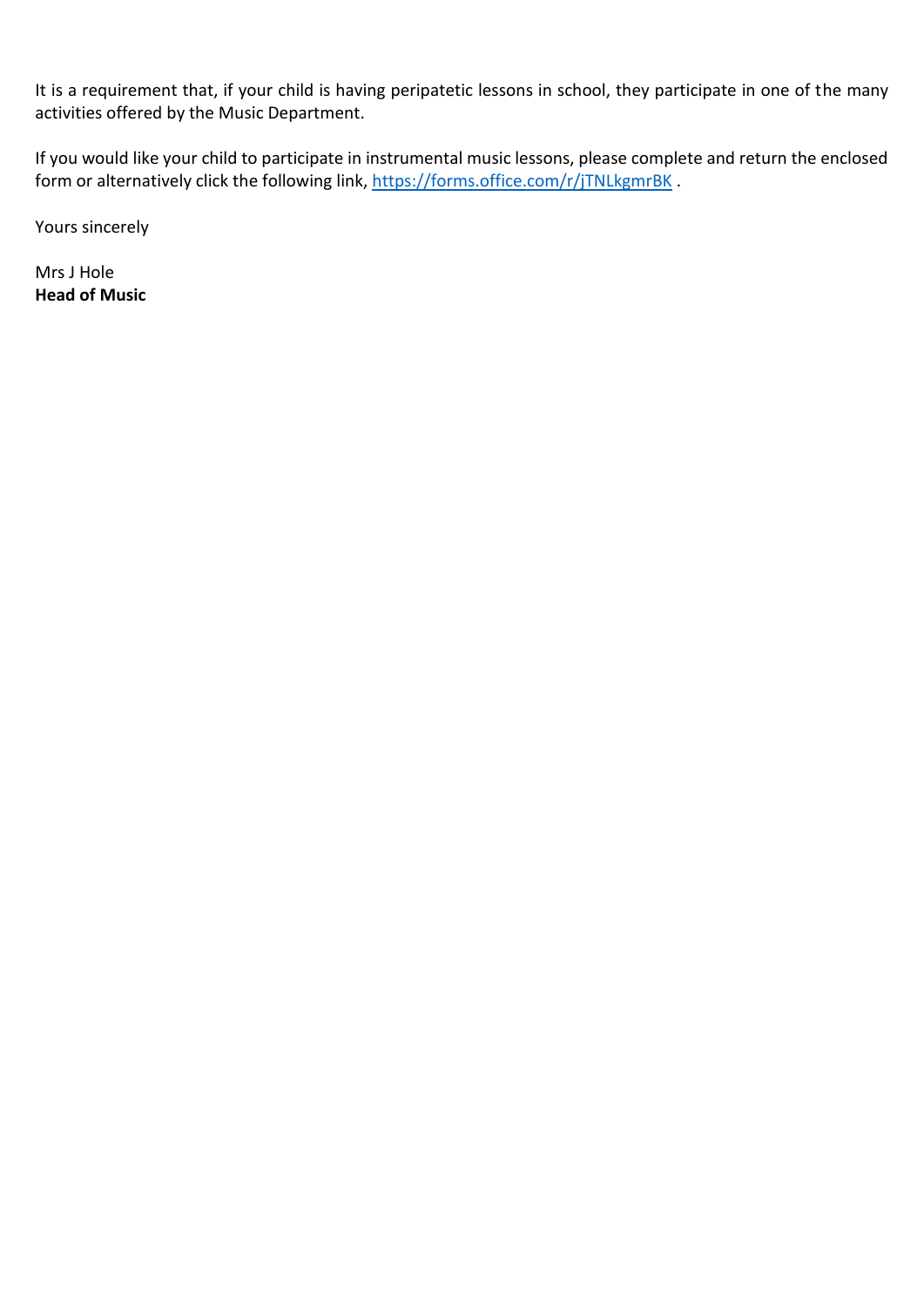It is a requirement that, if your child is having peripatetic lessons in school, they participate in one of the many activities offered by the Music Department.

If you would like your child to participate in instrumental music lessons, please complete and return the enclosed form or alternatively click the following link, [https://forms.office.com/r/jTNLkgmrBK](https://forms.office.com/r/jTNLkgmrBK) .

Yours sincerely

Mrs J Hole
**Head of Music**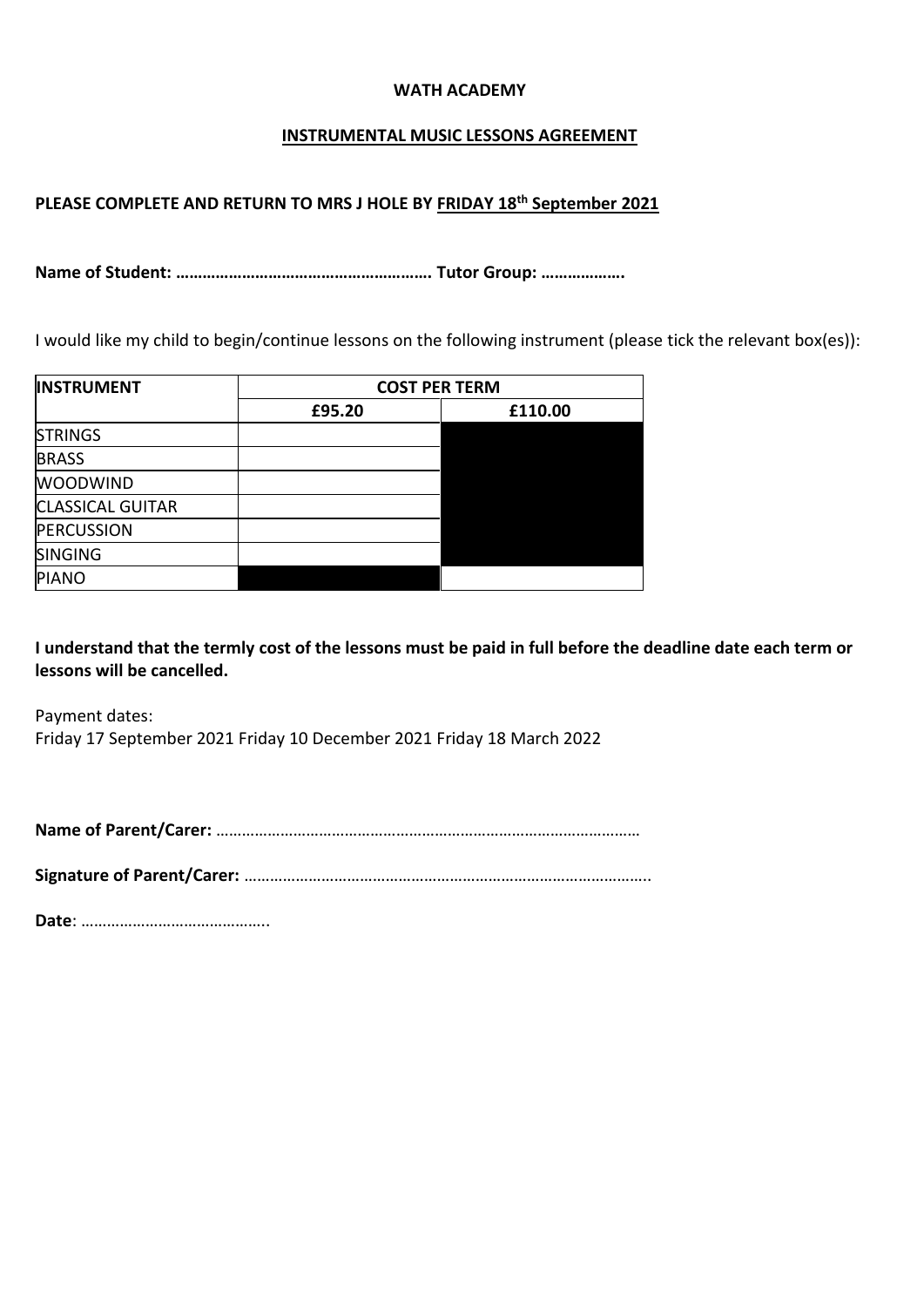**WATH ACADEMY**

**INSTRUMENTAL MUSIC LESSONS AGREEMENT**

**PLEASE COMPLETE AND RETURN TO MRS J HOLE BY FRIDAY 18th September 2021**

**Name of Student: ………………………………………………… Tutor Group: ……………….**

I would like my child to begin/continue lessons on the following instrument (please tick the relevant box(es)):

| INSTRUMENT | COST PER TERM | |
|---|---|---|
| | £95.20 | £110.00 |
| STRINGS | | |
| BRASS | | |
| WOODWIND | | |
| CLASSICAL GUITAR | | |
| PERCUSSION | | |
| SINGING | | |
| PIANO | | |

**I understand that the termly cost of the lessons must be paid in full before the deadline date each term or lessons will be cancelled.**

Payment dates:
Friday 17 September 2021 Friday 10 December 2021 Friday 18 March 2022

**Name of Parent/Carer:** ………………………………………………………………………………………

**Signature of Parent/Carer:** …………………………………………………………………………………..

**Date**: ……………………………………..